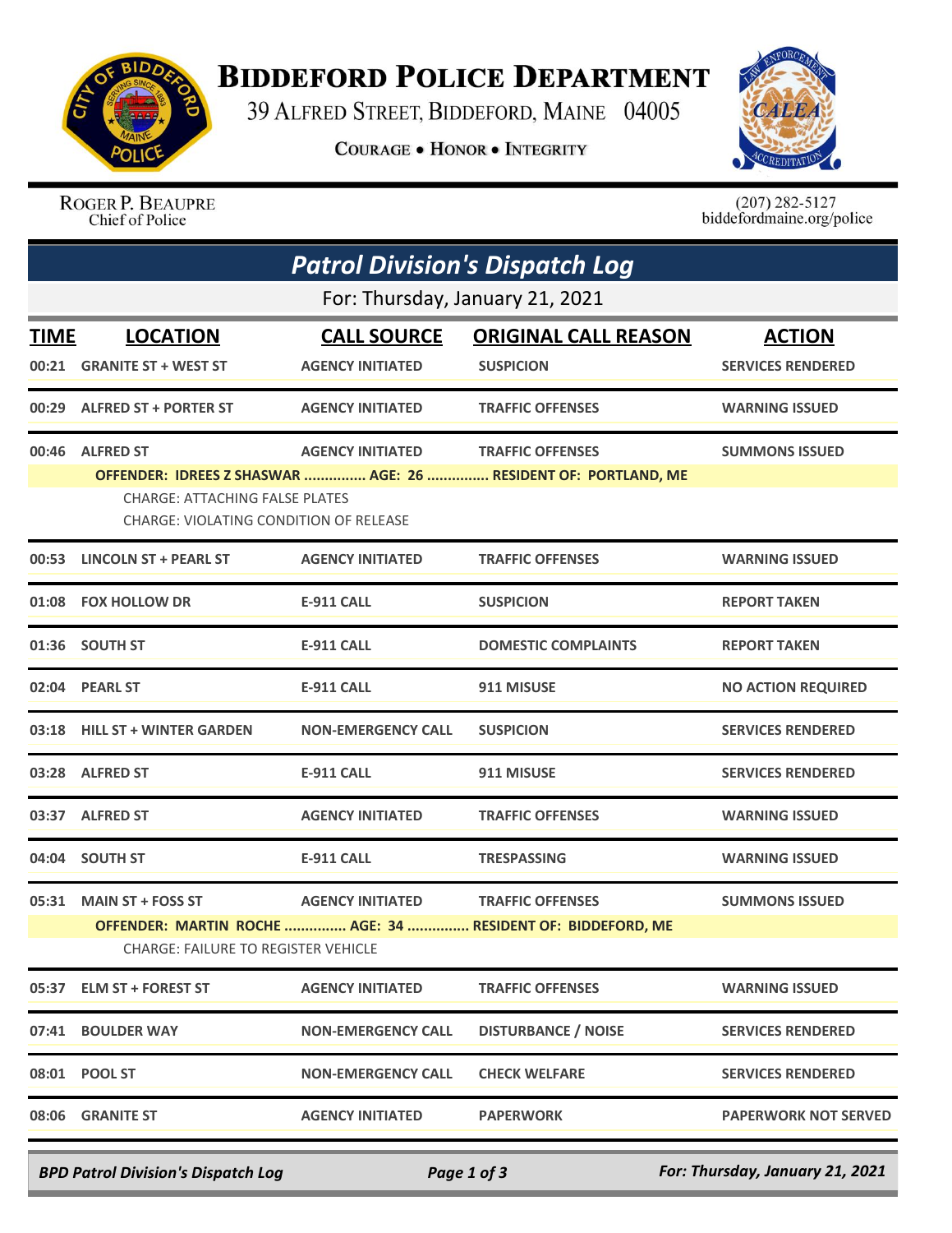# Biddeford Police Department

39 Alfred Street, Biddeford, Maine 04005

Courage • Honor • Integrity

Roger P. Beaupre
Chief of Police

(207) 282-5127
biddefordmaine.org/police

## Patrol Division's Dispatch Log

For: Thursday, January 21, 2021

| TIME | LOCATION | CALL SOURCE | ORIGINAL CALL REASON | ACTION |
|---|---|---|---|---|
| 00:21 | GRANITE ST + WEST ST | AGENCY INITIATED | SUSPICION | SERVICES RENDERED |
| 00:29 | ALFRED ST + PORTER ST | AGENCY INITIATED | TRAFFIC OFFENSES | WARNING ISSUED |
| 00:46 | ALFRED ST | AGENCY INITIATED | TRAFFIC OFFENSES | SUMMONS ISSUED |
| | OFFENDER: IDREES Z SHASWAR ............... AGE: 26 ............... RESIDENT OF: PORTLAND, ME | | | |
| | CHARGE: ATTACHING FALSE PLATES | | | |
| | CHARGE: VIOLATING CONDITION OF RELEASE | | | |
| 00:53 | LINCOLN ST + PEARL ST | AGENCY INITIATED | TRAFFIC OFFENSES | WARNING ISSUED |
| 01:08 | FOX HOLLOW DR | E-911 CALL | SUSPICION | REPORT TAKEN |
| 01:36 | SOUTH ST | E-911 CALL | DOMESTIC COMPLAINTS | REPORT TAKEN |
| 02:04 | PEARL ST | E-911 CALL | 911 MISUSE | NO ACTION REQUIRED |
| 03:18 | HILL ST + WINTER GARDEN | NON-EMERGENCY CALL | SUSPICION | SERVICES RENDERED |
| 03:28 | ALFRED ST | E-911 CALL | 911 MISUSE | SERVICES RENDERED |
| 03:37 | ALFRED ST | AGENCY INITIATED | TRAFFIC OFFENSES | WARNING ISSUED |
| 04:04 | SOUTH ST | E-911 CALL | TRESPASSING | WARNING ISSUED |
| 05:31 | MAIN ST + FOSS ST | AGENCY INITIATED | TRAFFIC OFFENSES | SUMMONS ISSUED |
| | OFFENDER: MARTIN ROCHE ............... AGE: 34 ............... RESIDENT OF: BIDDEFORD, ME | | | |
| | CHARGE: FAILURE TO REGISTER VEHICLE | | | |
| 05:37 | ELM ST + FOREST ST | AGENCY INITIATED | TRAFFIC OFFENSES | WARNING ISSUED |
| 07:41 | BOULDER WAY | NON-EMERGENCY CALL | DISTURBANCE / NOISE | SERVICES RENDERED |
| 08:01 | POOL ST | NON-EMERGENCY CALL | CHECK WELFARE | SERVICES RENDERED |
| 08:06 | GRANITE ST | AGENCY INITIATED | PAPERWORK | PAPERWORK NOT SERVED |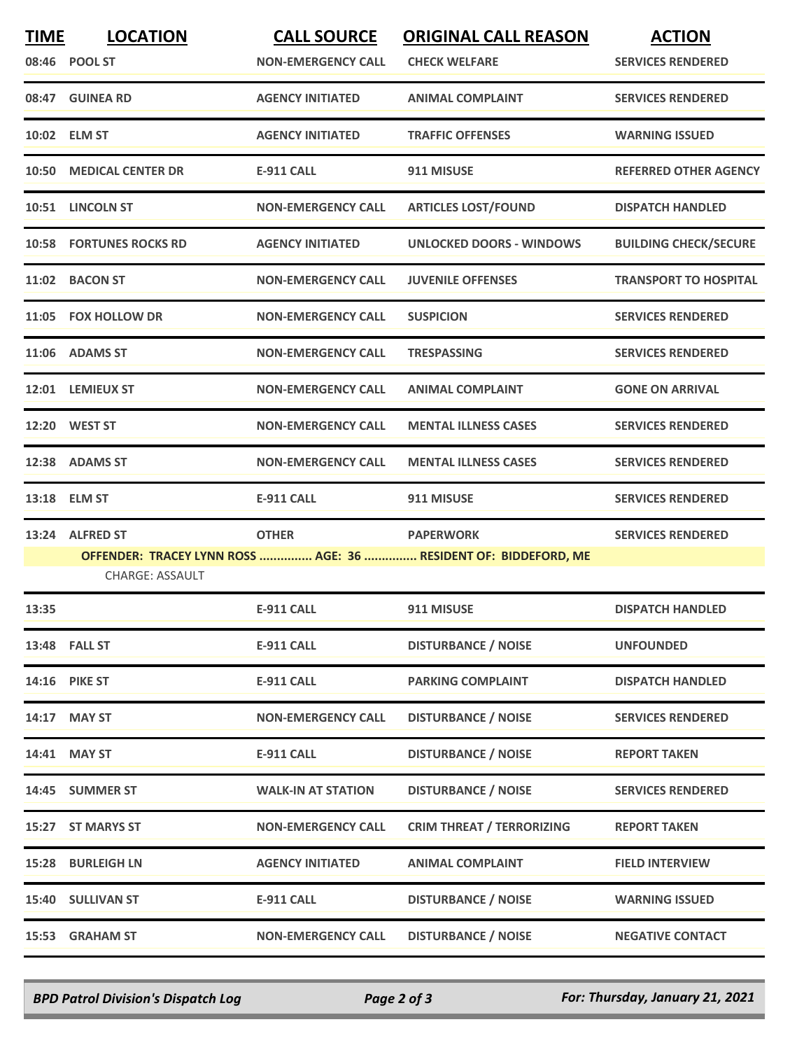| TIME | LOCATION | CALL SOURCE | ORIGINAL CALL REASON | ACTION |
|---|---|---|---|---|
| 08:46 | POOL ST | NON-EMERGENCY CALL | CHECK WELFARE | SERVICES RENDERED |
| 08:47 | GUINEA RD | AGENCY INITIATED | ANIMAL COMPLAINT | SERVICES RENDERED |
| 10:02 | ELM ST | AGENCY INITIATED | TRAFFIC OFFENSES | WARNING ISSUED |
| 10:50 | MEDICAL CENTER DR | E-911 CALL | 911 MISUSE | REFERRED OTHER AGENCY |
| 10:51 | LINCOLN ST | NON-EMERGENCY CALL | ARTICLES LOST/FOUND | DISPATCH HANDLED |
| 10:58 | FORTUNES ROCKS RD | AGENCY INITIATED | UNLOCKED DOORS - WINDOWS | BUILDING CHECK/SECURE |
| 11:02 | BACON ST | NON-EMERGENCY CALL | JUVENILE OFFENSES | TRANSPORT TO HOSPITAL |
| 11:05 | FOX HOLLOW DR | NON-EMERGENCY CALL | SUSPICION | SERVICES RENDERED |
| 11:06 | ADAMS ST | NON-EMERGENCY CALL | TRESPASSING | SERVICES RENDERED |
| 12:01 | LEMIEUX ST | NON-EMERGENCY CALL | ANIMAL COMPLAINT | GONE ON ARRIVAL |
| 12:20 | WEST ST | NON-EMERGENCY CALL | MENTAL ILLNESS CASES | SERVICES RENDERED |
| 12:38 | ADAMS ST | NON-EMERGENCY CALL | MENTAL ILLNESS CASES | SERVICES RENDERED |
| 13:18 | ELM ST | E-911 CALL | 911 MISUSE | SERVICES RENDERED |
| 13:24 | ALFRED ST | OTHER | PAPERWORK | SERVICES RENDERED |
| | OFFENDER: TRACEY LYNN ROSS ............... AGE: 36 ............... RESIDENT OF: BIDDEFORD, ME | | | |
| | CHARGE: ASSAULT | | | |
| 13:35 | | E-911 CALL | 911 MISUSE | DISPATCH HANDLED |
| 13:48 | FALL ST | E-911 CALL | DISTURBANCE / NOISE | UNFOUNDED |
| 14:16 | PIKE ST | E-911 CALL | PARKING COMPLAINT | DISPATCH HANDLED |
| 14:17 | MAY ST | NON-EMERGENCY CALL | DISTURBANCE / NOISE | SERVICES RENDERED |
| 14:41 | MAY ST | E-911 CALL | DISTURBANCE / NOISE | REPORT TAKEN |
| 14:45 | SUMMER ST | WALK-IN AT STATION | DISTURBANCE / NOISE | SERVICES RENDERED |
| 15:27 | ST MARYS ST | NON-EMERGENCY CALL | CRIM THREAT / TERRORIZING | REPORT TAKEN |
| 15:28 | BURLEIGH LN | AGENCY INITIATED | ANIMAL COMPLAINT | FIELD INTERVIEW |
| 15:40 | SULLIVAN ST | E-911 CALL | DISTURBANCE / NOISE | WARNING ISSUED |
| 15:53 | GRAHAM ST | NON-EMERGENCY CALL | DISTURBANCE / NOISE | NEGATIVE CONTACT |

*BPD Patrol Division's Dispatch Log* — *For: Thursday, January 21, 2021*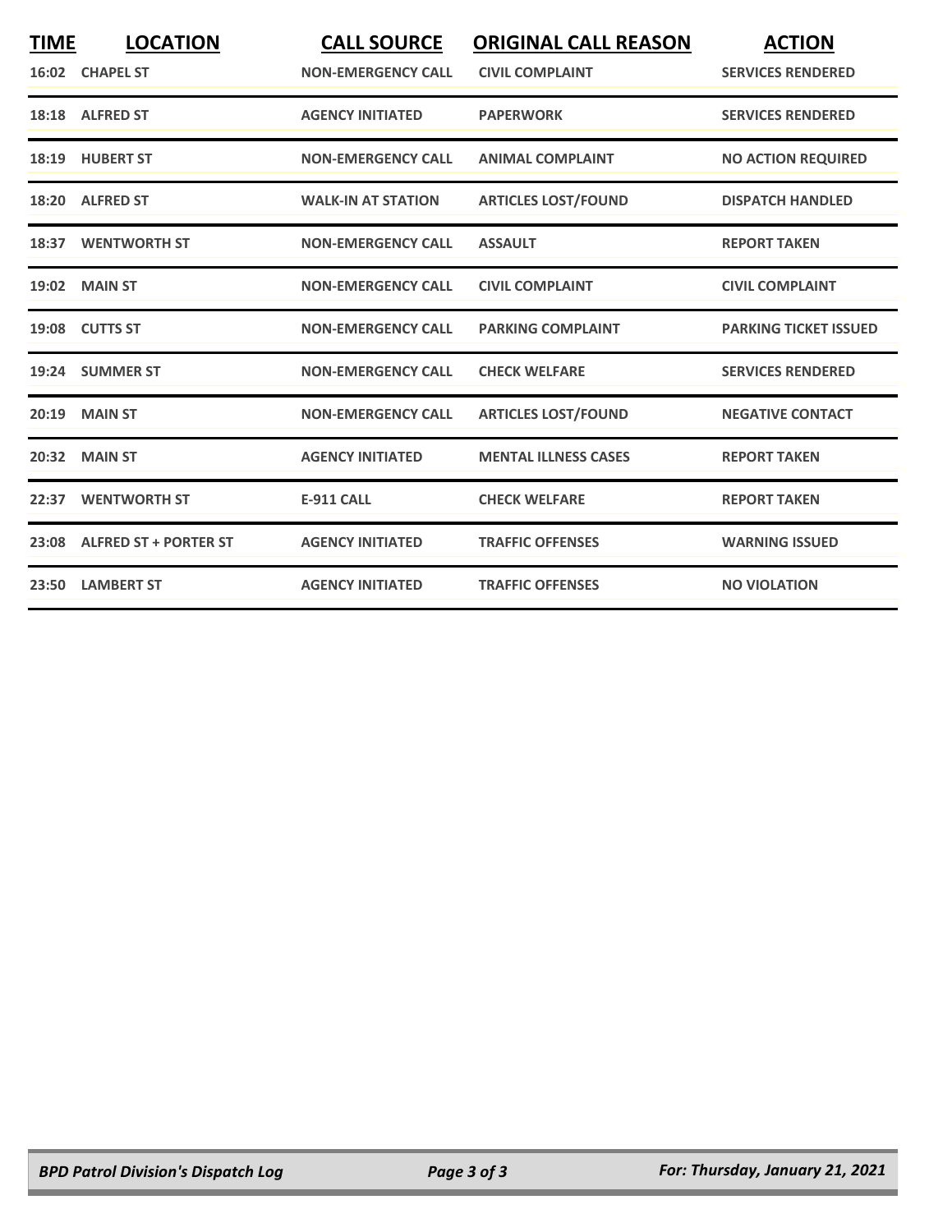| TIME | LOCATION | CALL SOURCE | ORIGINAL CALL REASON | ACTION |
|---|---|---|---|---|
| 16:02 | CHAPEL ST | NON-EMERGENCY CALL | CIVIL COMPLAINT | SERVICES RENDERED |
| 18:18 | ALFRED ST | AGENCY INITIATED | PAPERWORK | SERVICES RENDERED |
| 18:19 | HUBERT ST | NON-EMERGENCY CALL | ANIMAL COMPLAINT | NO ACTION REQUIRED |
| 18:20 | ALFRED ST | WALK-IN AT STATION | ARTICLES LOST/FOUND | DISPATCH HANDLED |
| 18:37 | WENTWORTH ST | NON-EMERGENCY CALL | ASSAULT | REPORT TAKEN |
| 19:02 | MAIN ST | NON-EMERGENCY CALL | CIVIL COMPLAINT | CIVIL COMPLAINT |
| 19:08 | CUTTS ST | NON-EMERGENCY CALL | PARKING COMPLAINT | PARKING TICKET ISSUED |
| 19:24 | SUMMER ST | NON-EMERGENCY CALL | CHECK WELFARE | SERVICES RENDERED |
| 20:19 | MAIN ST | NON-EMERGENCY CALL | ARTICLES LOST/FOUND | NEGATIVE CONTACT |
| 20:32 | MAIN ST | AGENCY INITIATED | MENTAL ILLNESS CASES | REPORT TAKEN |
| 22:37 | WENTWORTH ST | E-911 CALL | CHECK WELFARE | REPORT TAKEN |
| 23:08 | ALFRED ST + PORTER ST | AGENCY INITIATED | TRAFFIC OFFENSES | WARNING ISSUED |
| 23:50 | LAMBERT ST | AGENCY INITIATED | TRAFFIC OFFENSES | NO VIOLATION |